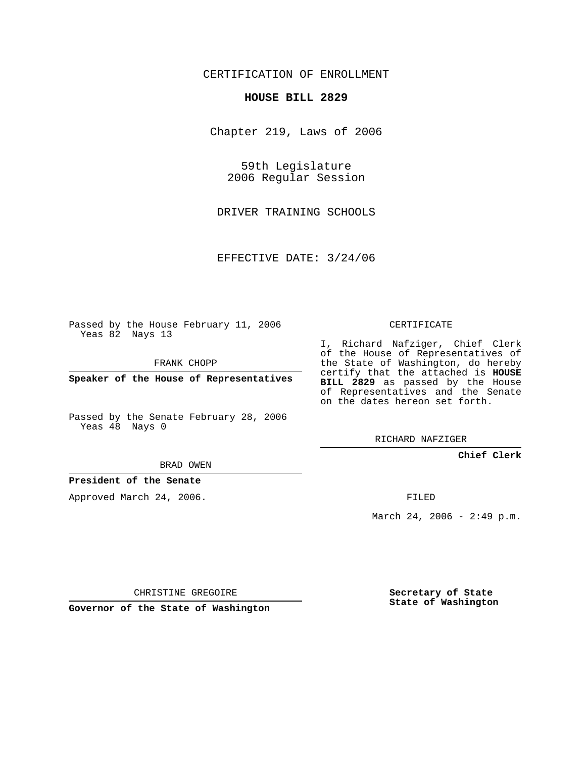CERTIFICATION OF ENROLLMENT

**HOUSE BILL 2829**

Chapter 219, Laws of 2006

59th Legislature
2006 Regular Session

DRIVER TRAINING SCHOOLS

EFFECTIVE DATE: 3/24/06

Passed by the House February 11, 2006
Yeas 82 Nays 13

FRANK CHOPP

**Speaker of the House of Representatives**

Passed by the Senate February 28, 2006
Yeas 48 Nays 0

BRAD OWEN

**President of the Senate**

Approved March 24, 2006.

CHRISTINE GREGOIRE

**Governor of the State of Washington**

CERTIFICATE

I, Richard Nafziger, Chief Clerk of the House of Representatives of the State of Washington, do hereby certify that the attached is **HOUSE BILL 2829** as passed by the House of Representatives and the Senate on the dates hereon set forth.

RICHARD NAFZIGER

**Chief Clerk**

FILED

March 24, 2006 - 2:49 p.m.

**Secretary of State**
**State of Washington**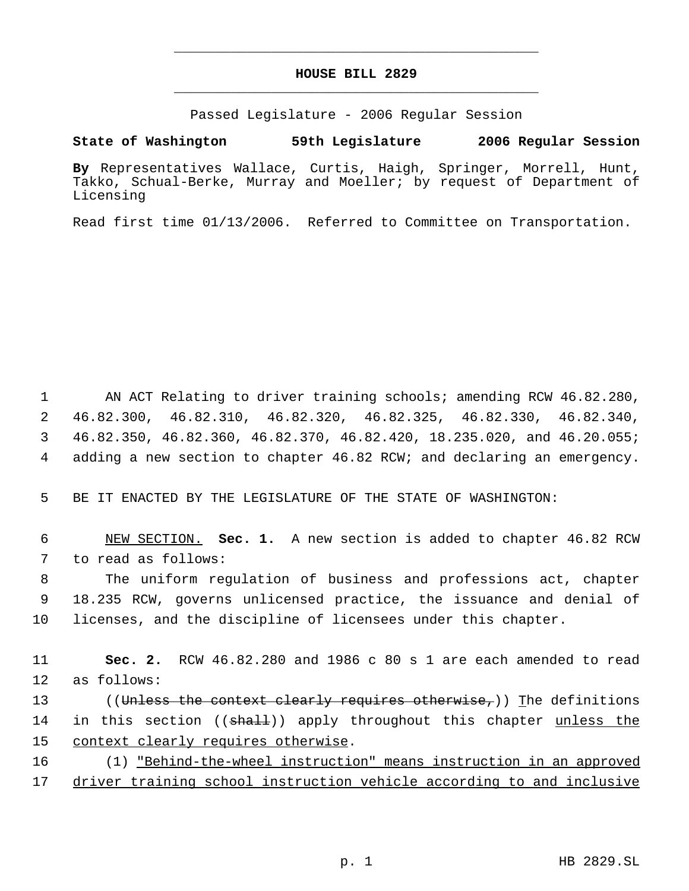# HOUSE BILL 2829

Passed Legislature - 2006 Regular Session

**State of Washington 59th Legislature 2006 Regular Session**

**By** Representatives Wallace, Curtis, Haigh, Springer, Morrell, Hunt, Takko, Schual-Berke, Murray and Moeller; by request of Department of Licensing

Read first time 01/13/2006. Referred to Committee on Transportation.

1 AN ACT Relating to driver training schools; amending RCW 46.82.280, 2 46.82.300, 46.82.310, 46.82.320, 46.82.325, 46.82.330, 46.82.340, 3 46.82.350, 46.82.360, 46.82.370, 46.82.420, 18.235.020, and 46.20.055; 4 adding a new section to chapter 46.82 RCW; and declaring an emergency.

5 BE IT ENACTED BY THE LEGISLATURE OF THE STATE OF WASHINGTON:

6 <u>NEW SECTION.</u> **Sec. 1.** A new section is added to chapter 46.82 RCW 7 to read as follows:

8 The uniform regulation of business and professions act, chapter 9 18.235 RCW, governs unlicensed practice, the issuance and denial of 10 licenses, and the discipline of licensees under this chapter.

11 **Sec. 2.** RCW 46.82.280 and 1986 c 80 s 1 are each amended to read 12 as follows:

13 ((~~Unless the context clearly requires otherwise,~~)) <u>T</u>he definitions 14 in this section ((~~shall~~)) apply throughout this chapter <u>unless the</u> 15 <u>context clearly requires otherwise</u>.

16 (1) <u>"Behind-the-wheel instruction" means instruction in an approved</u> 17 <u>driver training school instruction vehicle according to and inclusive</u>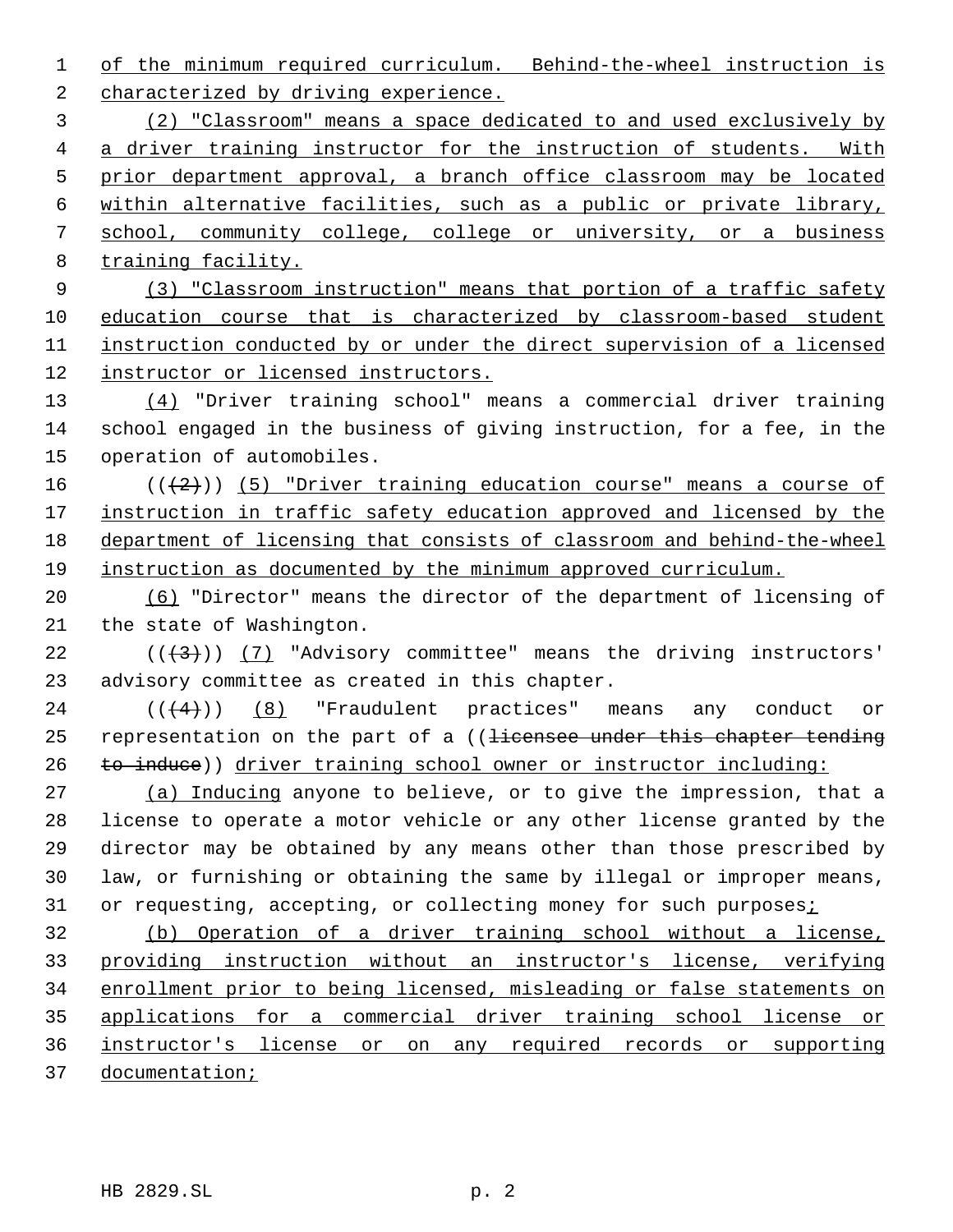of the minimum required curriculum. Behind-the-wheel instruction is characterized by driving experience.

(2) "Classroom" means a space dedicated to and used exclusively by a driver training instructor for the instruction of students. With prior department approval, a branch office classroom may be located within alternative facilities, such as a public or private library, school, community college, college or university, or a business training facility.

(3) "Classroom instruction" means that portion of a traffic safety education course that is characterized by classroom-based student instruction conducted by or under the direct supervision of a licensed instructor or licensed instructors.

(4) "Driver training school" means a commercial driver training school engaged in the business of giving instruction, for a fee, in the operation of automobiles.

~~((2))~~ (5) "Driver training education course" means a course of instruction in traffic safety education approved and licensed by the department of licensing that consists of classroom and behind-the-wheel instruction as documented by the minimum approved curriculum.

(6) "Director" means the director of the department of licensing of the state of Washington.

~~((3))~~ (7) "Advisory committee" means the driving instructors' advisory committee as created in this chapter.

~~((4))~~ (8) "Fraudulent practices" means any conduct or representation on the part of a ~~((licensee under this chapter tending to induce))~~ driver training school owner or instructor including:

(a) Inducing anyone to believe, or to give the impression, that a license to operate a motor vehicle or any other license granted by the director may be obtained by any means other than those prescribed by law, or furnishing or obtaining the same by illegal or improper means, or requesting, accepting, or collecting money for such purposes;

(b) Operation of a driver training school without a license, providing instruction without an instructor's license, verifying enrollment prior to being licensed, misleading or false statements on applications for a commercial driver training school license or instructor's license or on any required records or supporting documentation;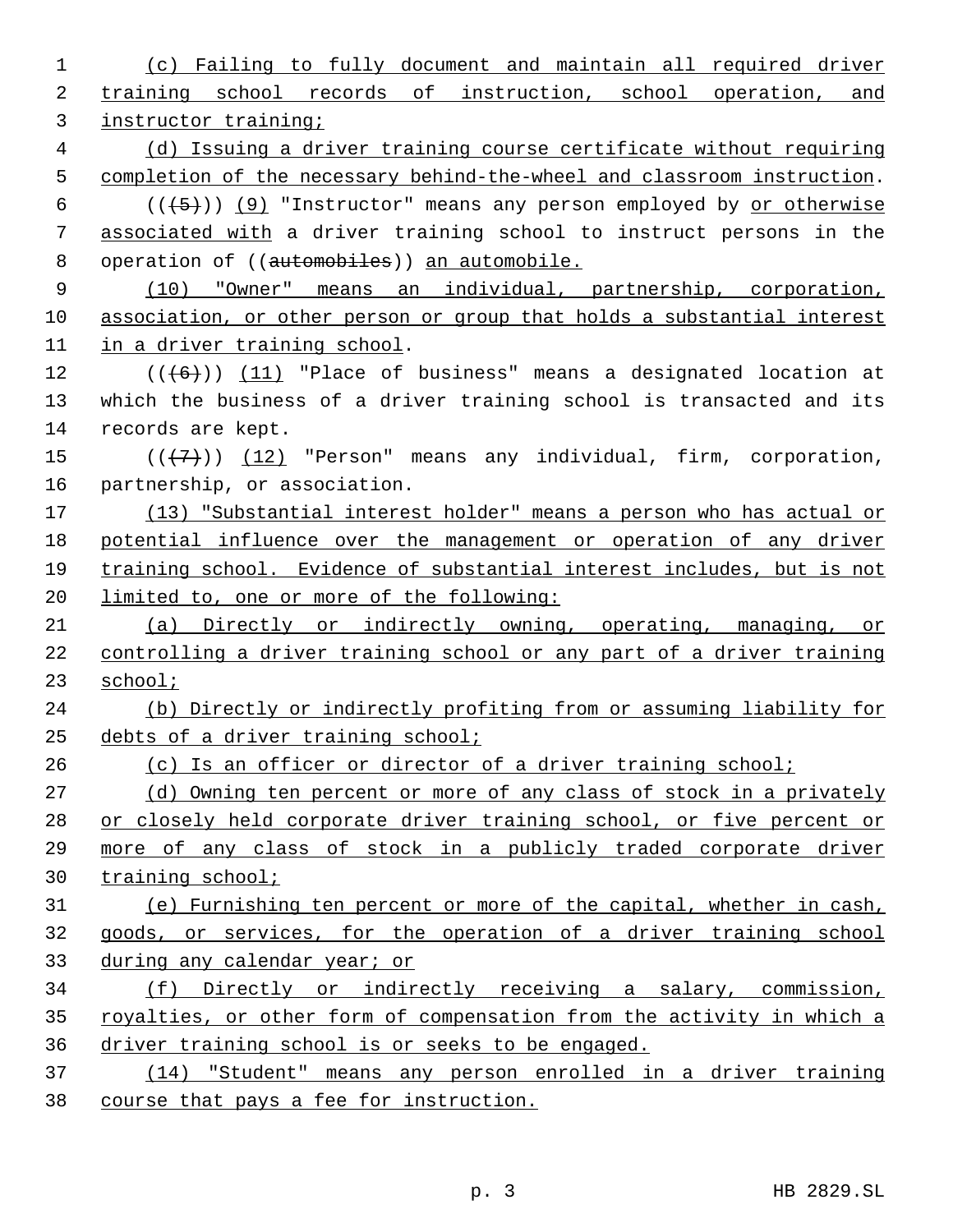(c) Failing to fully document and maintain all required driver training school records of instruction, school operation, and instructor training;

(d) Issuing a driver training course certificate without requiring completion of the necessary behind-the-wheel and classroom instruction.

((~~(5)~~)) (9) "Instructor" means any person employed by or otherwise associated with a driver training school to instruct persons in the operation of ((~~automobiles~~)) an automobile.

(10) "Owner" means an individual, partnership, corporation, association, or other person or group that holds a substantial interest in a driver training school.

((~~(6)~~)) (11) "Place of business" means a designated location at which the business of a driver training school is transacted and its records are kept.

((~~(7)~~)) (12) "Person" means any individual, firm, corporation, partnership, or association.

(13) "Substantial interest holder" means a person who has actual or potential influence over the management or operation of any driver training school. Evidence of substantial interest includes, but is not limited to, one or more of the following:

(a) Directly or indirectly owning, operating, managing, or controlling a driver training school or any part of a driver training school;

(b) Directly or indirectly profiting from or assuming liability for debts of a driver training school;

(c) Is an officer or director of a driver training school;

(d) Owning ten percent or more of any class of stock in a privately or closely held corporate driver training school, or five percent or more of any class of stock in a publicly traded corporate driver training school;

(e) Furnishing ten percent or more of the capital, whether in cash, goods, or services, for the operation of a driver training school during any calendar year; or

(f) Directly or indirectly receiving a salary, commission, royalties, or other form of compensation from the activity in which a driver training school is or seeks to be engaged.

(14) "Student" means any person enrolled in a driver training course that pays a fee for instruction.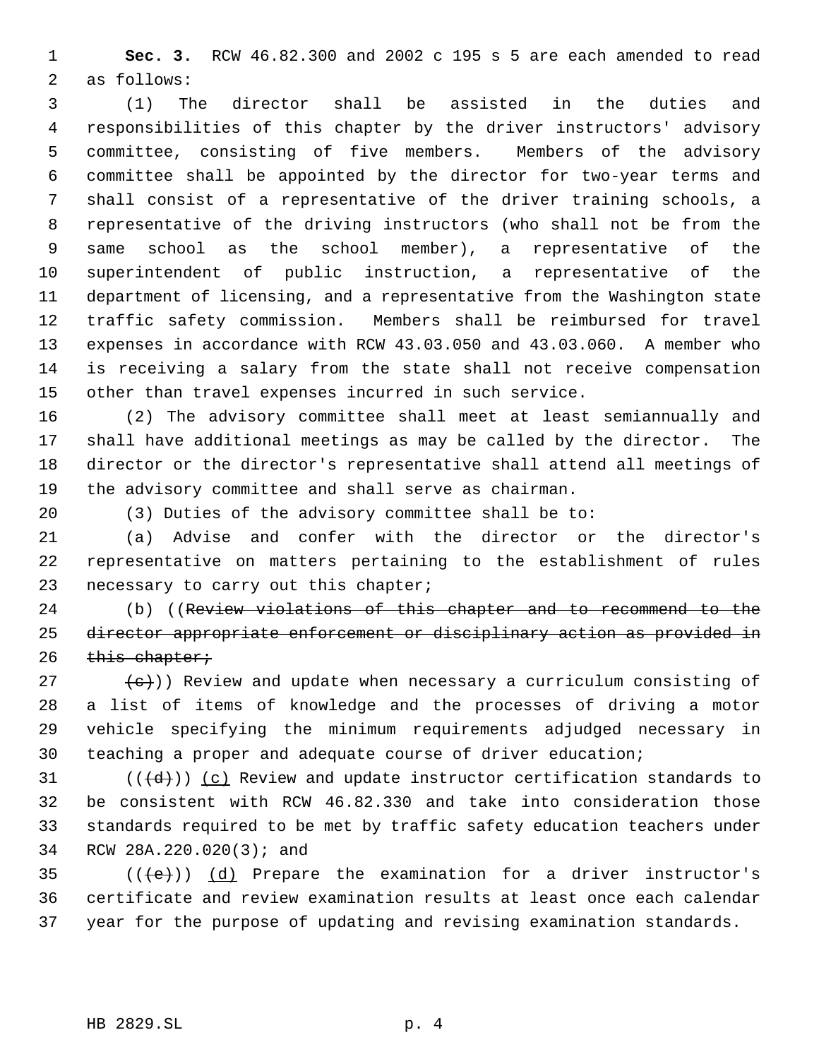**Sec. 3.** RCW 46.82.300 and 2002 c 195 s 5 are each amended to read as follows:

(1) The director shall be assisted in the duties and responsibilities of this chapter by the driver instructors' advisory committee, consisting of five members. Members of the advisory committee shall be appointed by the director for two-year terms and shall consist of a representative of the driver training schools, a representative of the driving instructors (who shall not be from the same school as the school member), a representative of the superintendent of public instruction, a representative of the department of licensing, and a representative from the Washington state traffic safety commission. Members shall be reimbursed for travel expenses in accordance with RCW 43.03.050 and 43.03.060. A member who is receiving a salary from the state shall not receive compensation other than travel expenses incurred in such service.

(2) The advisory committee shall meet at least semiannually and shall have additional meetings as may be called by the director. The director or the director's representative shall attend all meetings of the advisory committee and shall serve as chairman.

(3) Duties of the advisory committee shall be to:

(a) Advise and confer with the director or the director's representative on matters pertaining to the establishment of rules necessary to carry out this chapter;

(b) ((~~Review violations of this chapter and to recommend to the director appropriate enforcement or disciplinary action as provided in this chapter;~~

~~(c)~~)) Review and update when necessary a curriculum consisting of a list of items of knowledge and the processes of driving a motor vehicle specifying the minimum requirements adjudged necessary in teaching a proper and adequate course of driver education;

((~~(d)~~)) <u>(c)</u> Review and update instructor certification standards to be consistent with RCW 46.82.330 and take into consideration those standards required to be met by traffic safety education teachers under RCW 28A.220.020(3); and

((~~(e)~~)) <u>(d)</u> Prepare the examination for a driver instructor's certificate and review examination results at least once each calendar year for the purpose of updating and revising examination standards.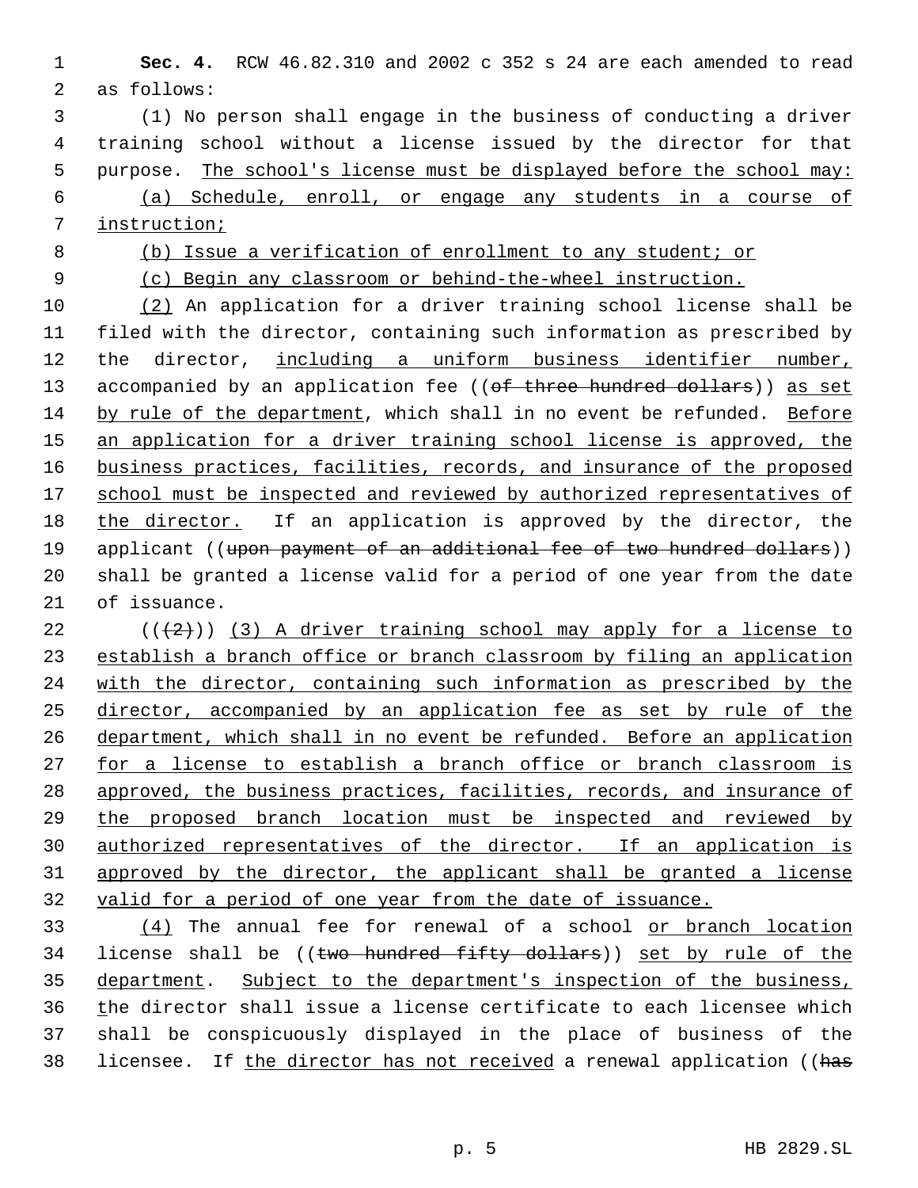**Sec. 4.** RCW 46.82.310 and 2002 c 352 s 24 are each amended to read as follows:

(1) No person shall engage in the business of conducting a driver training school without a license issued by the director for that purpose. The school's license must be displayed before the school may:

(a) Schedule, enroll, or engage any students in a course of instruction;

(b) Issue a verification of enrollment to any student; or

(c) Begin any classroom or behind-the-wheel instruction.

(2) An application for a driver training school license shall be filed with the director, containing such information as prescribed by the director, including a uniform business identifier number, accompanied by an application fee ((~~of three hundred dollars~~)) as set by rule of the department, which shall in no event be refunded. Before an application for a driver training school license is approved, the business practices, facilities, records, and insurance of the proposed school must be inspected and reviewed by authorized representatives of the director. If an application is approved by the director, the applicant ((~~upon payment of an additional fee of two hundred dollars~~)) shall be granted a license valid for a period of one year from the date of issuance.

((~~(2)~~)) (3) A driver training school may apply for a license to establish a branch office or branch classroom by filing an application with the director, containing such information as prescribed by the director, accompanied by an application fee as set by rule of the department, which shall in no event be refunded. Before an application for a license to establish a branch office or branch classroom is approved, the business practices, facilities, records, and insurance of the proposed branch location must be inspected and reviewed by authorized representatives of the director. If an application is approved by the director, the applicant shall be granted a license valid for a period of one year from the date of issuance.

(4) The annual fee for renewal of a school or branch location license shall be ((~~two hundred fifty dollars~~)) set by rule of the department. Subject to the department's inspection of the business, the director shall issue a license certificate to each licensee which shall be conspicuously displayed in the place of business of the licensee. If the director has not received a renewal application ((~~has~~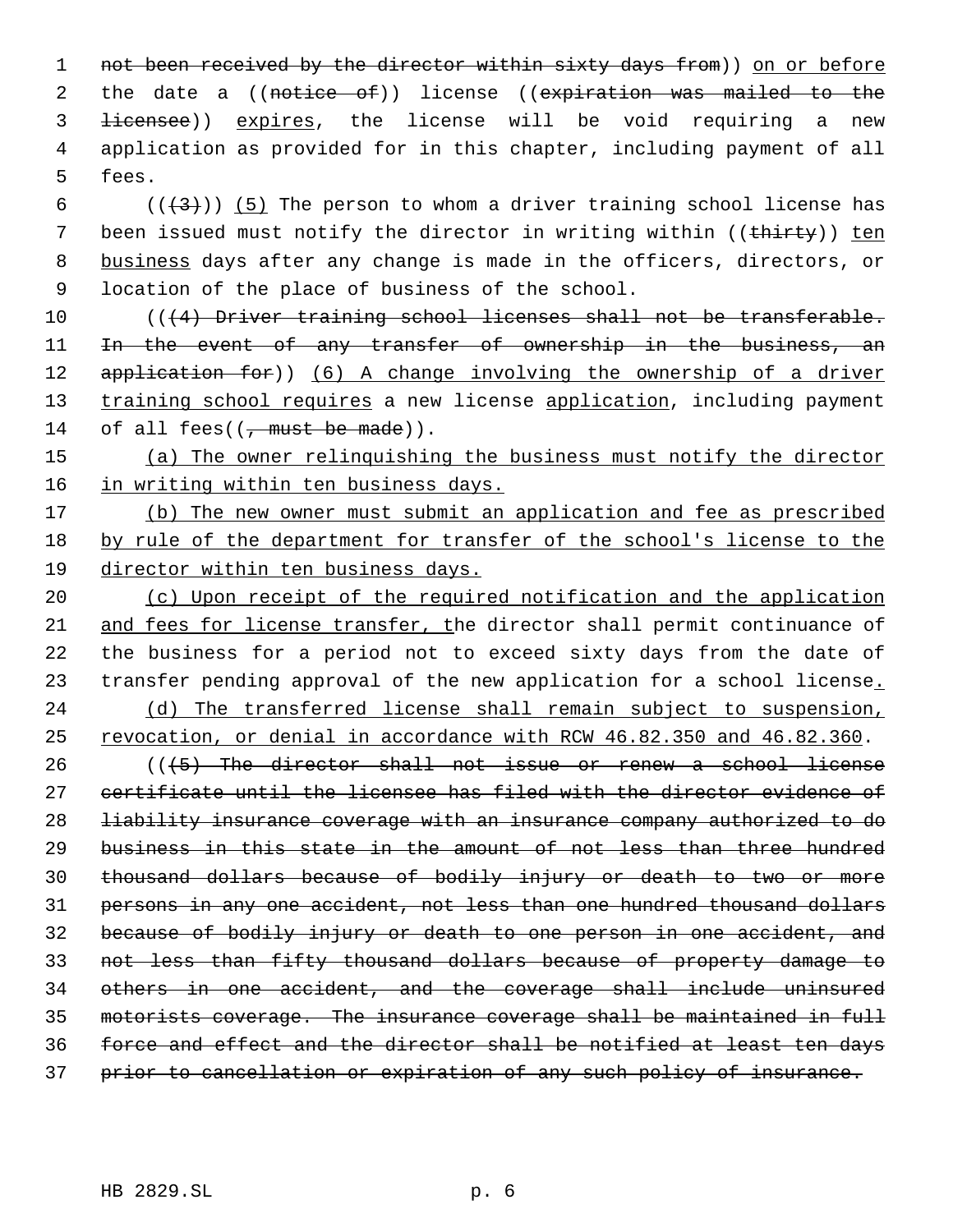not been received by the director within sixty days from)) on or before the date a ((notice of)) license ((expiration was mailed to the licensee)) expires, the license will be void requiring a new application as provided for in this chapter, including payment of all fees.

(((3))) (5) The person to whom a driver training school license has been issued must notify the director in writing within ((thirty)) ten business days after any change is made in the officers, directors, or location of the place of business of the school.

(((4) Driver training school licenses shall not be transferable. In the event of any transfer of ownership in the business, an application for)) (6) A change involving the ownership of a driver training school requires a new license application, including payment of all fees((, must be made)).

(a) The owner relinquishing the business must notify the director in writing within ten business days.

(b) The new owner must submit an application and fee as prescribed by rule of the department for transfer of the school's license to the director within ten business days.

(c) Upon receipt of the required notification and the application and fees for license transfer, the director shall permit continuance of the business for a period not to exceed sixty days from the date of transfer pending approval of the new application for a school license.

(d) The transferred license shall remain subject to suspension, revocation, or denial in accordance with RCW 46.82.350 and 46.82.360.

(((5) The director shall not issue or renew a school license certificate until the licensee has filed with the director evidence of liability insurance coverage with an insurance company authorized to do business in this state in the amount of not less than three hundred thousand dollars because of bodily injury or death to two or more persons in any one accident, not less than one hundred thousand dollars because of bodily injury or death to one person in one accident, and not less than fifty thousand dollars because of property damage to others in one accident, and the coverage shall include uninsured motorists coverage. The insurance coverage shall be maintained in full force and effect and the director shall be notified at least ten days prior to cancellation or expiration of any such policy of insurance.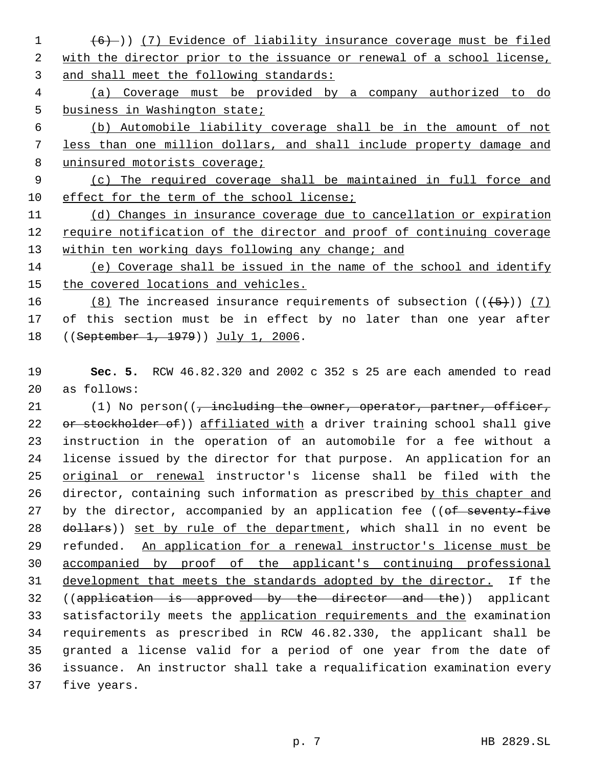~~(6)~~)) <u>(7) Evidence of liability insurance coverage must be filed with the director prior to the issuance or renewal of a school license, and shall meet the following standards:</u>

<u>(a) Coverage must be provided by a company authorized to do business in Washington state;</u>

<u>(b) Automobile liability coverage shall be in the amount of not less than one million dollars, and shall include property damage and uninsured motorists coverage;</u>

<u>(c) The required coverage shall be maintained in full force and effect for the term of the school license;</u>

<u>(d) Changes in insurance coverage due to cancellation or expiration require notification of the director and proof of continuing coverage within ten working days following any change; and</u>

<u>(e) Coverage shall be issued in the name of the school and identify the covered locations and vehicles.</u>

<u>(8)</u> The increased insurance requirements of subsection ((~~(5)~~)) <u>(7)</u> of this section must be in effect by no later than one year after ((~~September 1, 1979~~)) <u>July 1, 2006</u>.

**Sec. 5.** RCW 46.82.320 and 2002 c 352 s 25 are each amended to read as follows:

(1) No person((~~, including the owner, operator, partner, officer, or stockholder of~~)) <u>affiliated with</u> a driver training school shall give instruction in the operation of an automobile for a fee without a license issued by the director for that purpose. An application for an <u>original or renewal</u> instructor's license shall be filed with the director, containing such information as prescribed <u>by this chapter and</u> by the director, accompanied by an application fee ((~~of seventy-five dollars~~)) <u>set by rule of the department</u>, which shall in no event be refunded. <u>An application for a renewal instructor's license must be accompanied by proof of the applicant's continuing professional development that meets the standards adopted by the director.</u> If the ((~~application is approved by the director and the~~)) applicant satisfactorily meets the <u>application requirements and the</u> examination requirements as prescribed in RCW 46.82.330, the applicant shall be granted a license valid for a period of one year from the date of issuance. An instructor shall take a requalification examination every five years.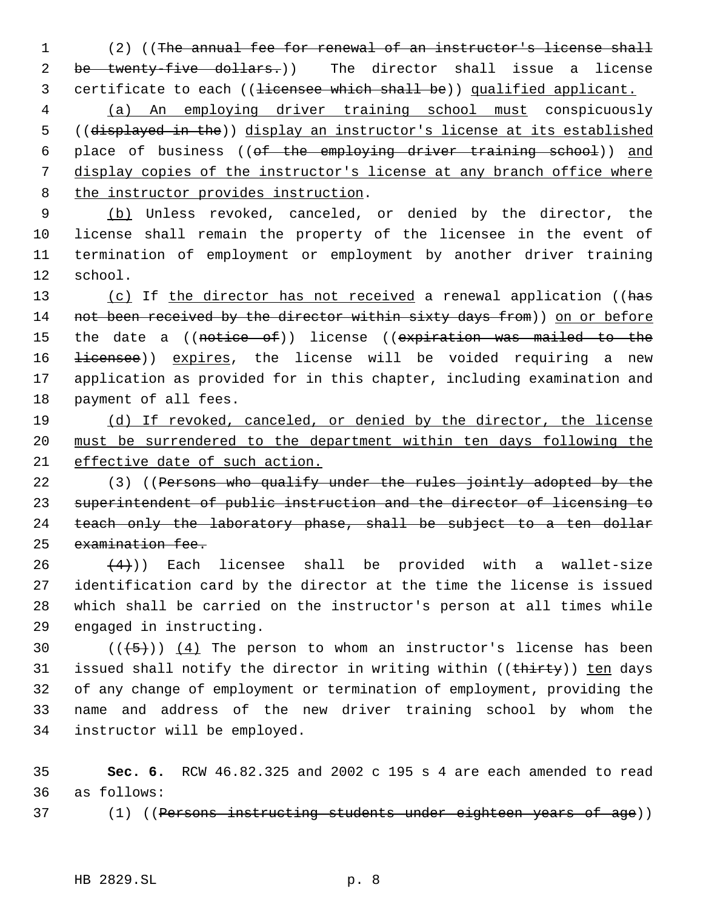(2) ((~~The annual fee for renewal of an instructor's license shall be twenty-five dollars.~~)) The director shall issue a license certificate to each ((~~licensee which shall be~~)) <u>qualified applicant.</u>

<u>(a) An employing driver training school must</u> conspicuously ((~~displayed in the~~)) <u>display an instructor's license at its established</u> place of business ((~~of the employing driver training school~~)) <u>and display copies of the instructor's license at any branch office where the instructor provides instruction</u>.

<u>(b)</u> Unless revoked, canceled, or denied by the director, the license shall remain the property of the licensee in the event of termination of employment or employment by another driver training school.

<u>(c)</u> If <u>the director has not received</u> a renewal application ((~~has not been received by the director within sixty days from~~)) <u>on or before</u> the date a ((~~notice of~~)) license ((~~expiration was mailed to the licensee~~)) <u>expires</u>, the license will be voided requiring a new application as provided for in this chapter, including examination and payment of all fees.

<u>(d) If revoked, canceled, or denied by the director, the license must be surrendered to the department within ten days following the effective date of such action.</u>

(3) ((~~Persons who qualify under the rules jointly adopted by the superintendent of public instruction and the director of licensing to teach only the laboratory phase, shall be subject to a ten dollar examination fee.~~

~~(4)~~)) Each licensee shall be provided with a wallet-size identification card by the director at the time the license is issued which shall be carried on the instructor's person at all times while engaged in instructing.

((~~(5)~~)) <u>(4)</u> The person to whom an instructor's license has been issued shall notify the director in writing within ((~~thirty~~)) <u>ten</u> days of any change of employment or termination of employment, providing the name and address of the new driver training school by whom the instructor will be employed.

**Sec. 6.** RCW 46.82.325 and 2002 c 195 s 4 are each amended to read as follows:

(1) ((~~Persons instructing students under eighteen years of age~~))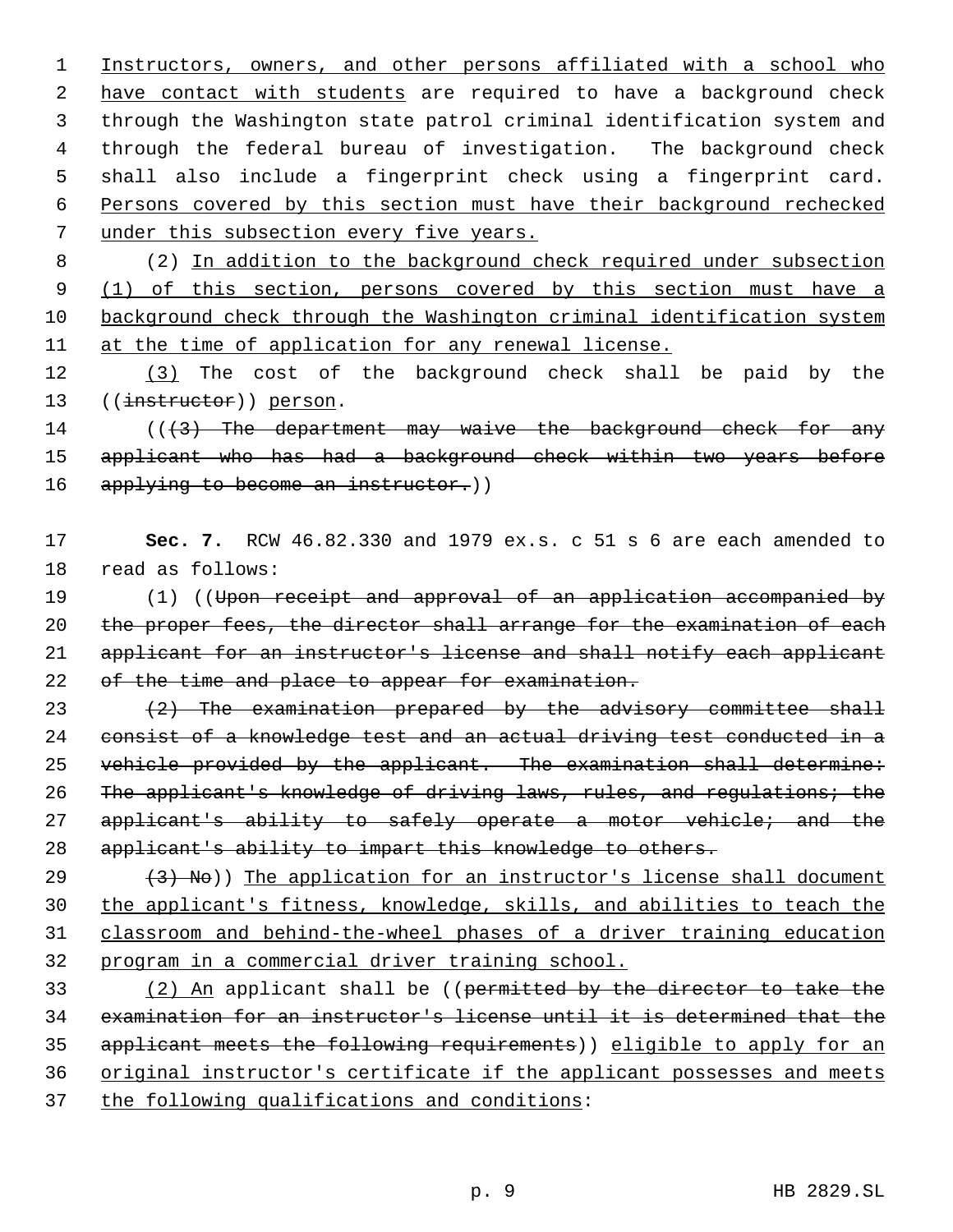Instructors, owners, and other persons affiliated with a school who have contact with students are required to have a background check through the Washington state patrol criminal identification system and through the federal bureau of investigation. The background check shall also include a fingerprint check using a fingerprint card. Persons covered by this section must have their background rechecked under this subsection every five years.

(2) In addition to the background check required under subsection (1) of this section, persons covered by this section must have a background check through the Washington criminal identification system at the time of application for any renewal license.

(3) The cost of the background check shall be paid by the ((~~instructor~~)) person.

((~~(3) The department may waive the background check for any applicant who has had a background check within two years before applying to become an instructor.~~))

**Sec. 7.** RCW 46.82.330 and 1979 ex.s. c 51 s 6 are each amended to read as follows:

(1) ((~~Upon receipt and approval of an application accompanied by the proper fees, the director shall arrange for the examination of each applicant for an instructor's license and shall notify each applicant of the time and place to appear for examination.~~

~~(2) The examination prepared by the advisory committee shall consist of a knowledge test and an actual driving test conducted in a vehicle provided by the applicant. The examination shall determine: The applicant's knowledge of driving laws, rules, and regulations; the applicant's ability to safely operate a motor vehicle; and the applicant's ability to impart this knowledge to others.~~

~~(3) No~~)) The application for an instructor's license shall document the applicant's fitness, knowledge, skills, and abilities to teach the classroom and behind-the-wheel phases of a driver training education program in a commercial driver training school.

(2) An applicant shall be ((~~permitted by the director to take the examination for an instructor's license until it is determined that the applicant meets the following requirements~~)) eligible to apply for an original instructor's certificate if the applicant possesses and meets the following qualifications and conditions: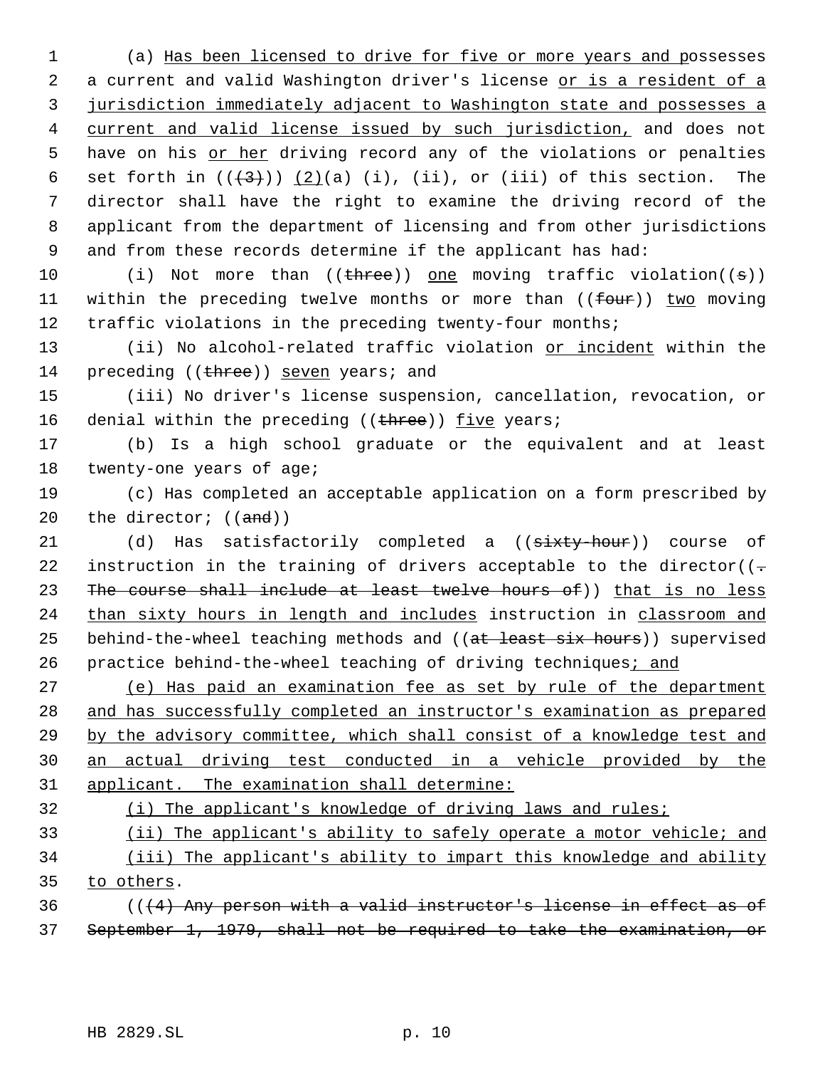(a) Has been licensed to drive for five or more years and possesses a current and valid Washington driver's license or is a resident of a jurisdiction immediately adjacent to Washington state and possesses a current and valid license issued by such jurisdiction, and does not have on his or her driving record any of the violations or penalties set forth in (((3))) (2)(a) (i), (ii), or (iii) of this section. The director shall have the right to examine the driving record of the applicant from the department of licensing and from other jurisdictions and from these records determine if the applicant has had:

(i) Not more than ((three)) one moving traffic violation((s)) within the preceding twelve months or more than ((four)) two moving traffic violations in the preceding twenty-four months;

(ii) No alcohol-related traffic violation or incident within the preceding ((three)) seven years; and

(iii) No driver's license suspension, cancellation, revocation, or denial within the preceding ((three)) five years;

(b) Is a high school graduate or the equivalent and at least twenty-one years of age;

(c) Has completed an acceptable application on a form prescribed by the director; ((and))

(d) Has satisfactorily completed a ((sixty-hour)) course of instruction in the training of drivers acceptable to the director((. The course shall include at least twelve hours of)) that is no less than sixty hours in length and includes instruction in classroom and behind-the-wheel teaching methods and ((at least six hours)) supervised practice behind-the-wheel teaching of driving techniques; and

(e) Has paid an examination fee as set by rule of the department and has successfully completed an instructor's examination as prepared by the advisory committee, which shall consist of a knowledge test and an actual driving test conducted in a vehicle provided by the applicant. The examination shall determine:

(i) The applicant's knowledge of driving laws and rules;

(ii) The applicant's ability to safely operate a motor vehicle; and

(iii) The applicant's ability to impart this knowledge and ability to others.

(((4) Any person with a valid instructor's license in effect as of September 1, 1979, shall not be required to take the examination, or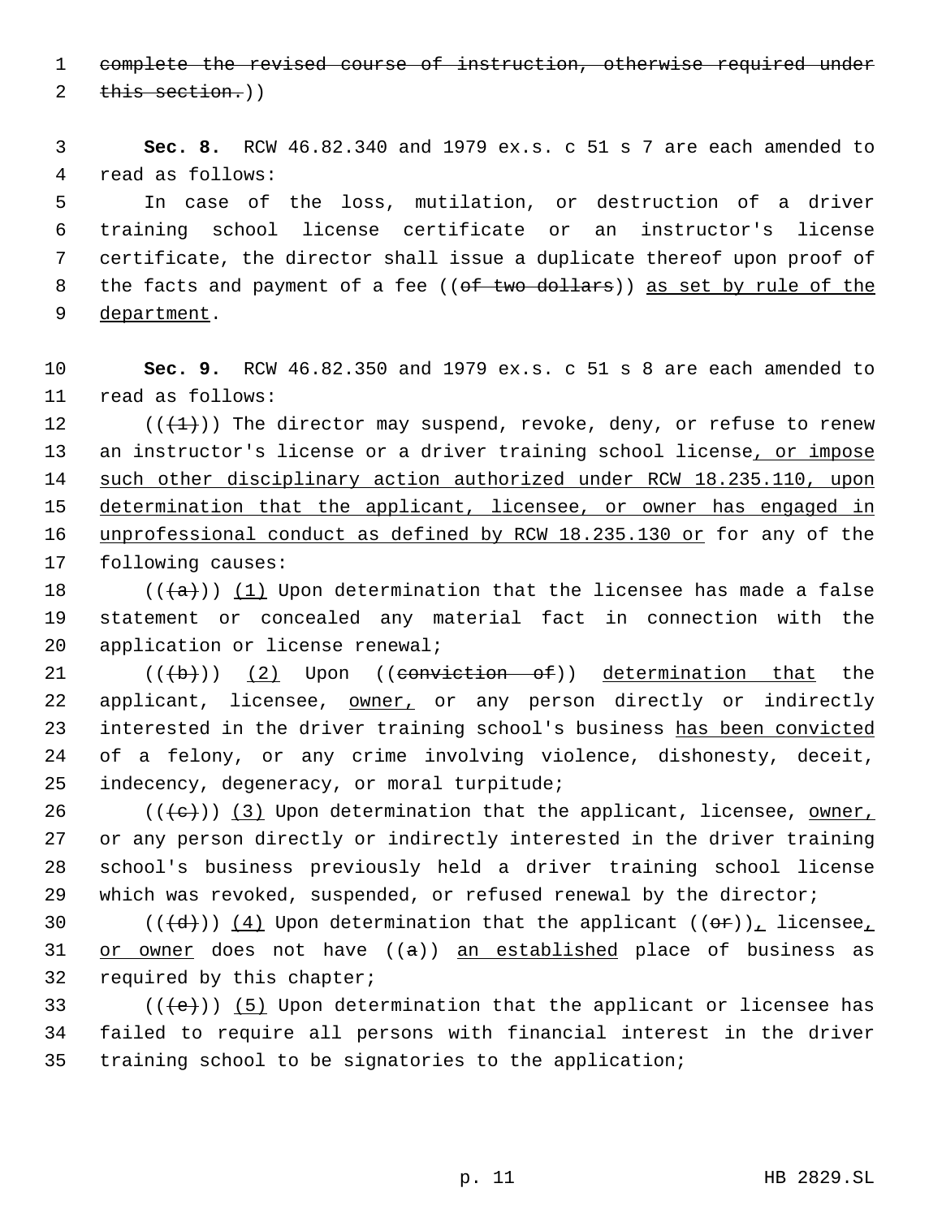~~complete the revised course of instruction, otherwise required under this section.~~))

**Sec. 8.** RCW 46.82.340 and 1979 ex.s. c 51 s 7 are each amended to read as follows:

In case of the loss, mutilation, or destruction of a driver training school license certificate or an instructor's license certificate, the director shall issue a duplicate thereof upon proof of the facts and payment of a fee ((~~of two dollars~~)) <u>as set by rule of the department</u>.

**Sec. 9.** RCW 46.82.350 and 1979 ex.s. c 51 s 8 are each amended to read as follows:

((~~(1)~~)) The director may suspend, revoke, deny, or refuse to renew an instructor's license or a driver training school license<u>, or impose such other disciplinary action authorized under RCW 18.235.110, upon determination that the applicant, licensee, or owner has engaged in unprofessional conduct as defined by RCW 18.235.130 or</u> for any of the following causes:

((~~(a)~~)) <u>(1)</u> Upon determination that the licensee has made a false statement or concealed any material fact in connection with the application or license renewal;

((~~(b)~~)) <u>(2)</u> Upon ((~~conviction of~~)) <u>determination that</u> the applicant, licensee, <u>owner,</u> or any person directly or indirectly interested in the driver training school's business <u>has been convicted</u> of a felony, or any crime involving violence, dishonesty, deceit, indecency, degeneracy, or moral turpitude;

((~~(c)~~)) <u>(3)</u> Upon determination that the applicant, licensee, <u>owner,</u> or any person directly or indirectly interested in the driver training school's business previously held a driver training school license which was revoked, suspended, or refused renewal by the director;

((~~(d)~~)) <u>(4)</u> Upon determination that the applicant ((~~or~~))<u>,</u> licensee<u>, or owner</u> does not have ((~~a~~)) <u>an established</u> place of business as required by this chapter;

((~~(e)~~)) <u>(5)</u> Upon determination that the applicant or licensee has failed to require all persons with financial interest in the driver training school to be signatories to the application;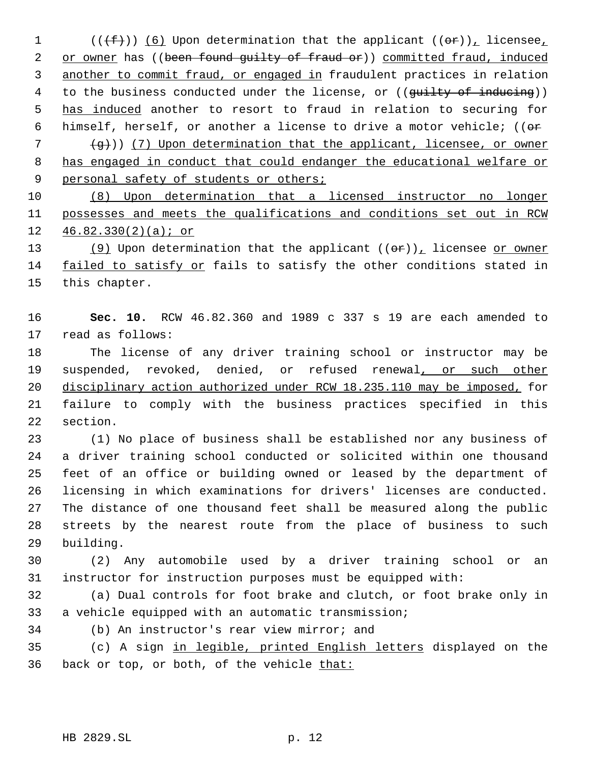((~~(f)~~)) (6) Upon determination that the applicant ((~~or~~)), licensee, or owner has ((~~been found guilty of fraud or~~)) committed fraud, induced another to commit fraud, or engaged in fraudulent practices in relation to the business conducted under the license, or ((~~guilty of inducing~~)) has induced another to resort to fraud in relation to securing for himself, herself, or another a license to drive a motor vehicle; ((~~or~~

~~(g)~~)) (7) Upon determination that the applicant, licensee, or owner has engaged in conduct that could endanger the educational welfare or personal safety of students or others;

(8) Upon determination that a licensed instructor no longer possesses and meets the qualifications and conditions set out in RCW 46.82.330(2)(a); or

(9) Upon determination that the applicant ((~~or~~)), licensee or owner failed to satisfy or fails to satisfy the other conditions stated in this chapter.

**Sec. 10.** RCW 46.82.360 and 1989 c 337 s 19 are each amended to read as follows:

The license of any driver training school or instructor may be suspended, revoked, denied, or refused renewal, or such other disciplinary action authorized under RCW 18.235.110 may be imposed, for failure to comply with the business practices specified in this section.

(1) No place of business shall be established nor any business of a driver training school conducted or solicited within one thousand feet of an office or building owned or leased by the department of licensing in which examinations for drivers' licenses are conducted. The distance of one thousand feet shall be measured along the public streets by the nearest route from the place of business to such building.

(2) Any automobile used by a driver training school or an instructor for instruction purposes must be equipped with:

(a) Dual controls for foot brake and clutch, or foot brake only in a vehicle equipped with an automatic transmission;

(b) An instructor's rear view mirror; and

(c) A sign in legible, printed English letters displayed on the back or top, or both, of the vehicle that: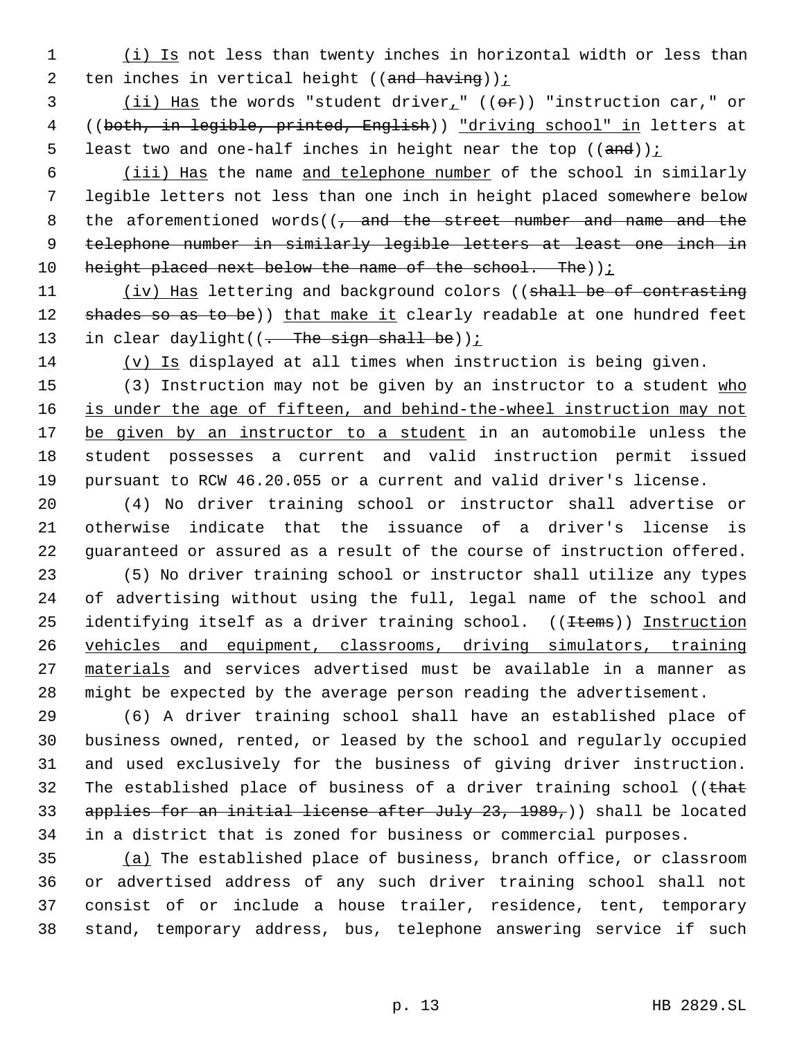(i) Is not less than twenty inches in horizontal width or less than ten inches in vertical height ((~~and having~~));

(ii) Has the words "student driver," ((~~or~~)) "instruction car," or ((~~both, in legible, printed, English~~)) "driving school" in letters at least two and one-half inches in height near the top ((~~and~~));

(iii) Has the name and telephone number of the school in similarly legible letters not less than one inch in height placed somewhere below the aforementioned words((~~, and the street number and name and the telephone number in similarly legible letters at least one inch in height placed next below the name of the school. The~~));

(iv) Has lettering and background colors ((~~shall be of contrasting shades so as to be~~)) that make it clearly readable at one hundred feet in clear daylight((~~. The sign shall be~~));

(v) Is displayed at all times when instruction is being given.

(3) Instruction may not be given by an instructor to a student who is under the age of fifteen, and behind-the-wheel instruction may not be given by an instructor to a student in an automobile unless the student possesses a current and valid instruction permit issued pursuant to RCW 46.20.055 or a current and valid driver's license.

(4) No driver training school or instructor shall advertise or otherwise indicate that the issuance of a driver's license is guaranteed or assured as a result of the course of instruction offered.

(5) No driver training school or instructor shall utilize any types of advertising without using the full, legal name of the school and identifying itself as a driver training school. ((~~Items~~)) Instruction vehicles and equipment, classrooms, driving simulators, training materials and services advertised must be available in a manner as might be expected by the average person reading the advertisement.

(6) A driver training school shall have an established place of business owned, rented, or leased by the school and regularly occupied and used exclusively for the business of giving driver instruction. The established place of business of a driver training school ((~~that applies for an initial license after July 23, 1989,~~)) shall be located in a district that is zoned for business or commercial purposes.

(a) The established place of business, branch office, or classroom or advertised address of any such driver training school shall not consist of or include a house trailer, residence, tent, temporary stand, temporary address, bus, telephone answering service if such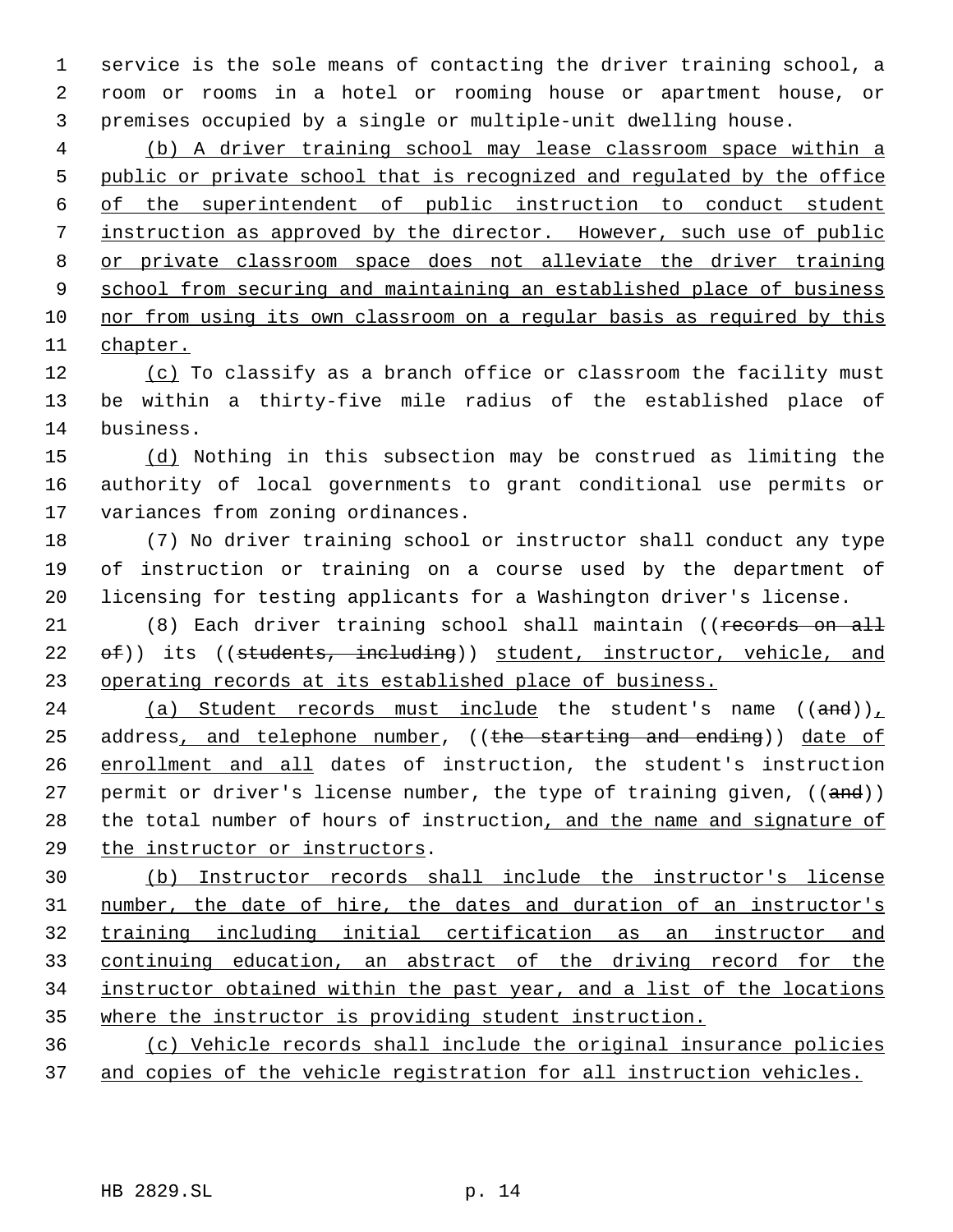service is the sole means of contacting the driver training school, a room or rooms in a hotel or rooming house or apartment house, or premises occupied by a single or multiple-unit dwelling house.

<u>(b) A driver training school may lease classroom space within a public or private school that is recognized and regulated by the office of the superintendent of public instruction to conduct student instruction as approved by the director. However, such use of public or private classroom space does not alleviate the driver training school from securing and maintaining an established place of business nor from using its own classroom on a regular basis as required by this chapter.</u>

<u>(c)</u> To classify as a branch office or classroom the facility must be within a thirty-five mile radius of the established place of business.

<u>(d)</u> Nothing in this subsection may be construed as limiting the authority of local governments to grant conditional use permits or variances from zoning ordinances.

(7) No driver training school or instructor shall conduct any type of instruction or training on a course used by the department of licensing for testing applicants for a Washington driver's license.

(8) Each driver training school shall maintain ((~~records on all of~~)) its ((~~students, including~~)) <u>student, instructor, vehicle, and operating records at its established place of business.</u>

<u>(a) Student records must include</u> the student's name ((~~and~~))<u>,</u> address<u>, and telephone number</u>, ((~~the starting and ending~~)) <u>date of enrollment and all</u> dates of instruction, the student's instruction permit or driver's license number, the type of training given, ((~~and~~)) the total number of hours of instruction<u>, and the name and signature of the instructor or instructors</u>.

<u>(b) Instructor records shall include the instructor's license number, the date of hire, the dates and duration of an instructor's training including initial certification as an instructor and continuing education, an abstract of the driving record for the instructor obtained within the past year, and a list of the locations where the instructor is providing student instruction.</u>

<u>(c) Vehicle records shall include the original insurance policies and copies of the vehicle registration for all instruction vehicles.</u>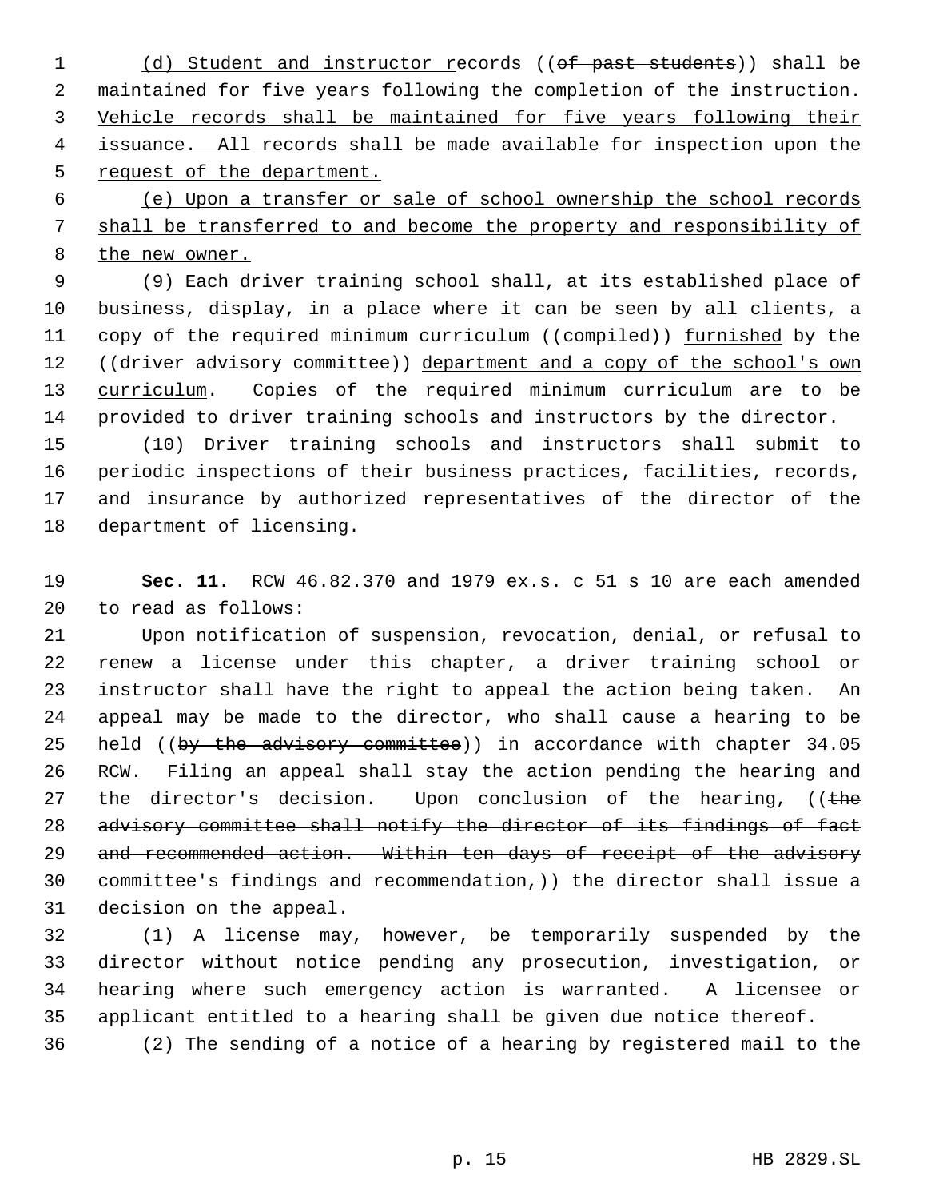(d) Student and instructor records ((of past students)) shall be maintained for five years following the completion of the instruction. Vehicle records shall be maintained for five years following their issuance. All records shall be made available for inspection upon the request of the department.

(e) Upon a transfer or sale of school ownership the school records shall be transferred to and become the property and responsibility of the new owner.

(9) Each driver training school shall, at its established place of business, display, in a place where it can be seen by all clients, a copy of the required minimum curriculum ((compiled)) furnished by the ((driver advisory committee)) department and a copy of the school's own curriculum. Copies of the required minimum curriculum are to be provided to driver training schools and instructors by the director.

(10) Driver training schools and instructors shall submit to periodic inspections of their business practices, facilities, records, and insurance by authorized representatives of the director of the department of licensing.

**Sec. 11.** RCW 46.82.370 and 1979 ex.s. c 51 s 10 are each amended to read as follows:

Upon notification of suspension, revocation, denial, or refusal to renew a license under this chapter, a driver training school or instructor shall have the right to appeal the action being taken. An appeal may be made to the director, who shall cause a hearing to be held ((by the advisory committee)) in accordance with chapter 34.05 RCW. Filing an appeal shall stay the action pending the hearing and the director's decision. Upon conclusion of the hearing, ((the advisory committee shall notify the director of its findings of fact and recommended action. Within ten days of receipt of the advisory committee's findings and recommendation,)) the director shall issue a decision on the appeal.

(1) A license may, however, be temporarily suspended by the director without notice pending any prosecution, investigation, or hearing where such emergency action is warranted. A licensee or applicant entitled to a hearing shall be given due notice thereof.

(2) The sending of a notice of a hearing by registered mail to the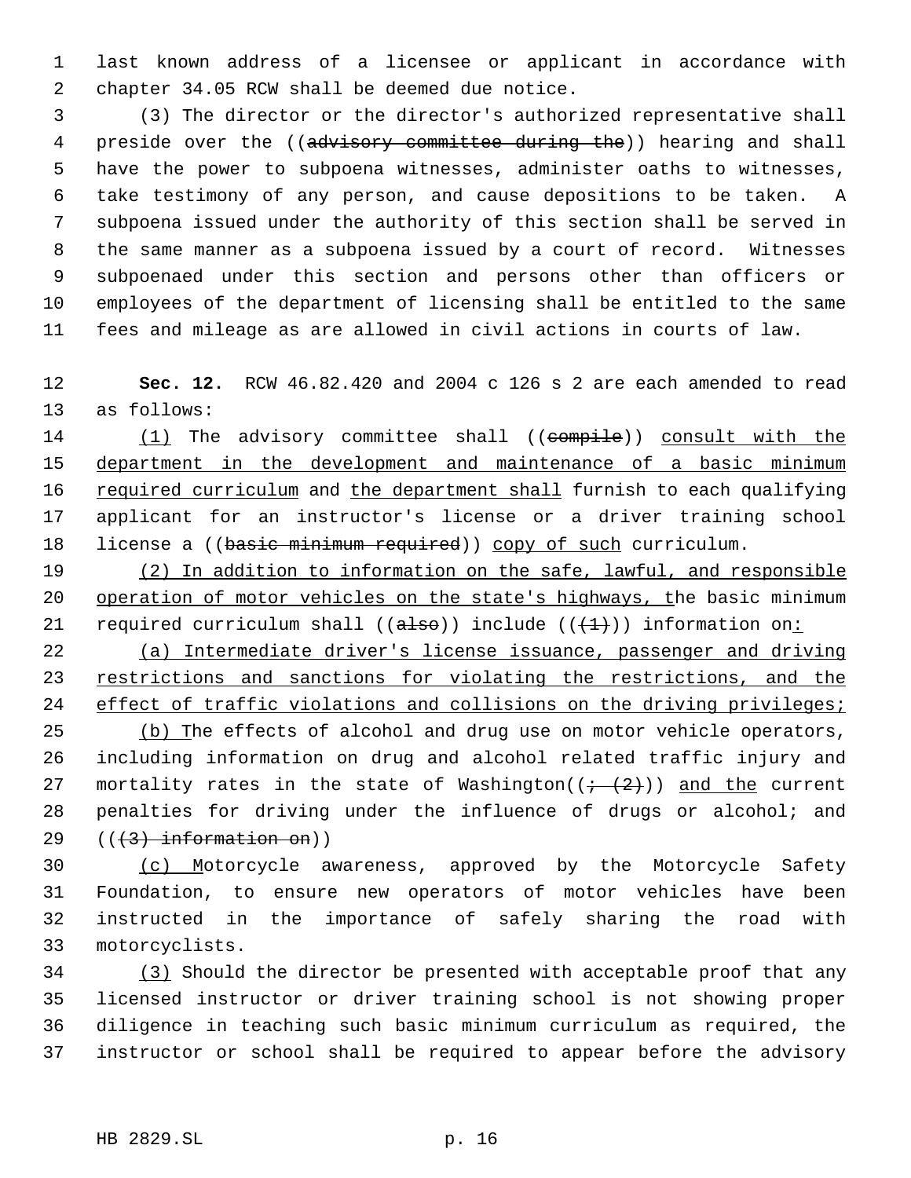last known address of a licensee or applicant in accordance with chapter 34.05 RCW shall be deemed due notice.

(3) The director or the director's authorized representative shall preside over the ((~~advisory committee during the~~)) hearing and shall have the power to subpoena witnesses, administer oaths to witnesses, take testimony of any person, and cause depositions to be taken. A subpoena issued under the authority of this section shall be served in the same manner as a subpoena issued by a court of record. Witnesses subpoenaed under this section and persons other than officers or employees of the department of licensing shall be entitled to the same fees and mileage as are allowed in civil actions in courts of law.

**Sec. 12.** RCW 46.82.420 and 2004 c 126 s 2 are each amended to read as follows:

<u>(1)</u> The advisory committee shall ((~~compile~~)) <u>consult with the department in the development and maintenance of a basic minimum required curriculum</u> and <u>the department shall</u> furnish to each qualifying applicant for an instructor's license or a driver training school license a ((~~basic minimum required~~)) <u>copy of such</u> curriculum.

<u>(2) In addition to information on the safe, lawful, and responsible operation of motor vehicles on the state's highways, t</u>he basic minimum required curriculum shall ((~~also~~)) include ((~~(1)~~)) information on<u>:</u>

<u>(a) Intermediate driver's license issuance, passenger and driving restrictions and sanctions for violating the restrictions, and the effect of traffic violations and collisions on the driving privileges;</u>

<u>(b) T</u>he effects of alcohol and drug use on motor vehicle operators, including information on drug and alcohol related traffic injury and mortality rates in the state of Washington((~~; (2)~~)) <u>and the</u> current penalties for driving under the influence of drugs or alcohol; and ((~~(3) information on~~))

<u>(c) M</u>otorcycle awareness, approved by the Motorcycle Safety Foundation, to ensure new operators of motor vehicles have been instructed in the importance of safely sharing the road with motorcyclists.

<u>(3)</u> Should the director be presented with acceptable proof that any licensed instructor or driver training school is not showing proper diligence in teaching such basic minimum curriculum as required, the instructor or school shall be required to appear before the advisory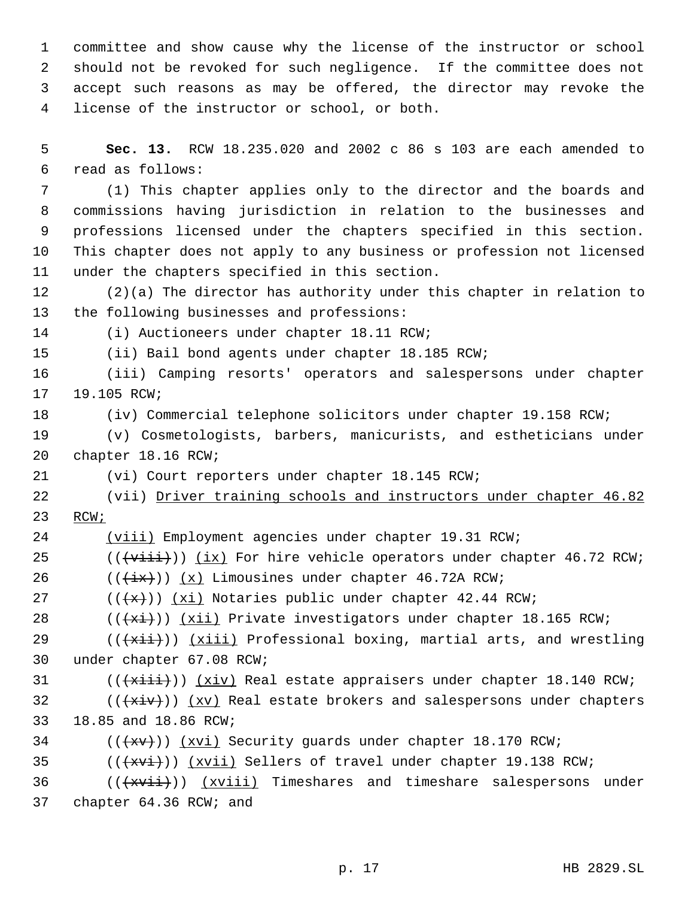committee and show cause why the license of the instructor or school should not be revoked for such negligence. If the committee does not accept such reasons as may be offered, the director may revoke the license of the instructor or school, or both.

**Sec. 13.** RCW 18.235.020 and 2002 c 86 s 103 are each amended to read as follows:

(1) This chapter applies only to the director and the boards and commissions having jurisdiction in relation to the businesses and professions licensed under the chapters specified in this section. This chapter does not apply to any business or profession not licensed under the chapters specified in this section.

(2)(a) The director has authority under this chapter in relation to the following businesses and professions:

(i) Auctioneers under chapter 18.11 RCW;

(ii) Bail bond agents under chapter 18.185 RCW;

(iii) Camping resorts' operators and salespersons under chapter 19.105 RCW;

(iv) Commercial telephone solicitors under chapter 19.158 RCW;

(v) Cosmetologists, barbers, manicurists, and estheticians under chapter 18.16 RCW;

(vi) Court reporters under chapter 18.145 RCW;

(vii) Driver training schools and instructors under chapter 46.82 RCW;

(viii) Employment agencies under chapter 19.31 RCW;

(((viii))) (ix) For hire vehicle operators under chapter 46.72 RCW;

(((ix))) (x) Limousines under chapter 46.72A RCW;

(((x))) (xi) Notaries public under chapter 42.44 RCW;

(((xi))) (xii) Private investigators under chapter 18.165 RCW;

(((xii))) (xiii) Professional boxing, martial arts, and wrestling under chapter 67.08 RCW;

(((xiii))) (xiv) Real estate appraisers under chapter 18.140 RCW;

(((xiv))) (xv) Real estate brokers and salespersons under chapters 18.85 and 18.86 RCW;

(((xv))) (xvi) Security guards under chapter 18.170 RCW;

(((xvi))) (xvii) Sellers of travel under chapter 19.138 RCW;

(((xvii))) (xviii) Timeshares and timeshare salespersons under chapter 64.36 RCW; and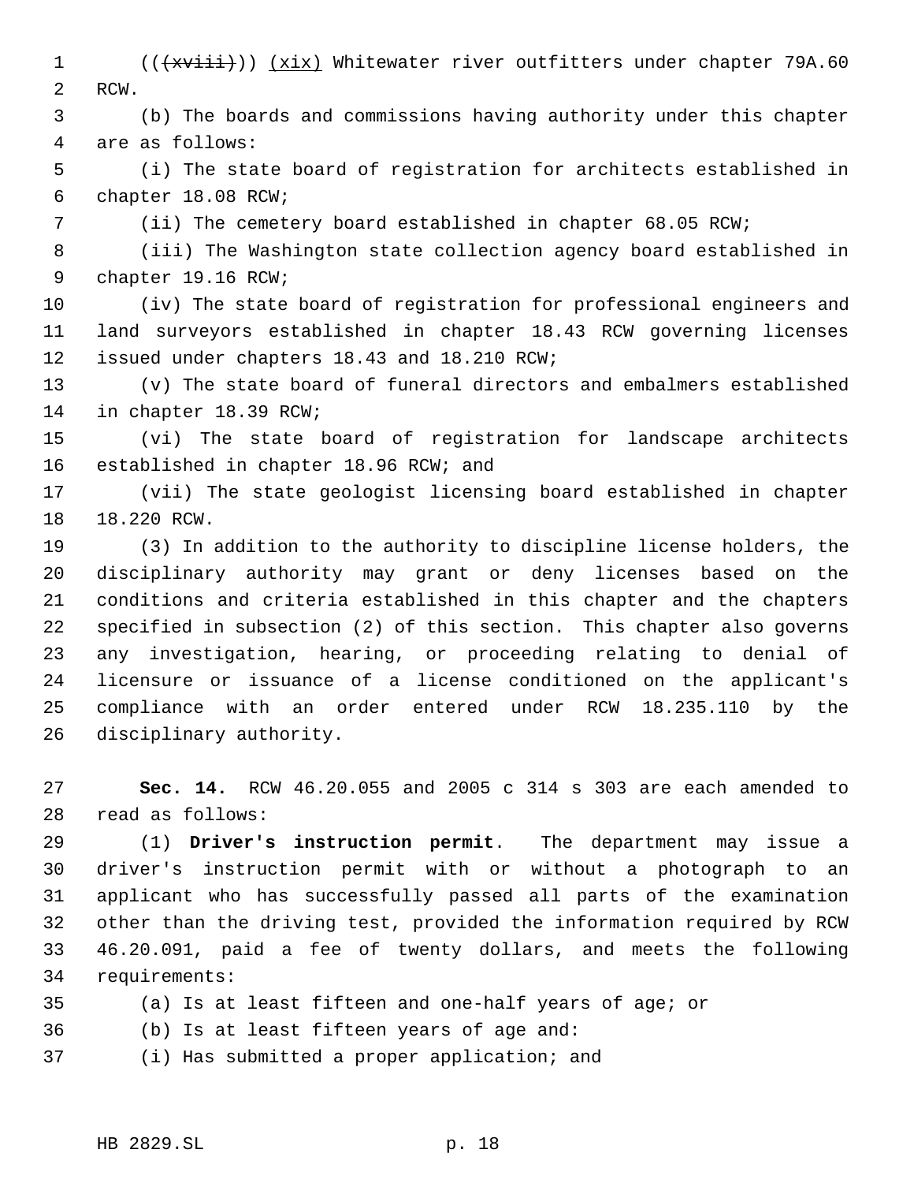(((xviii))) (xix) Whitewater river outfitters under chapter 79A.60 RCW.

(b) The boards and commissions having authority under this chapter are as follows:

(i) The state board of registration for architects established in chapter 18.08 RCW;

(ii) The cemetery board established in chapter 68.05 RCW;

(iii) The Washington state collection agency board established in chapter 19.16 RCW;

(iv) The state board of registration for professional engineers and land surveyors established in chapter 18.43 RCW governing licenses issued under chapters 18.43 and 18.210 RCW;

(v) The state board of funeral directors and embalmers established in chapter 18.39 RCW;

(vi) The state board of registration for landscape architects established in chapter 18.96 RCW; and

(vii) The state geologist licensing board established in chapter 18.220 RCW.

(3) In addition to the authority to discipline license holders, the disciplinary authority may grant or deny licenses based on the conditions and criteria established in this chapter and the chapters specified in subsection (2) of this section. This chapter also governs any investigation, hearing, or proceeding relating to denial of licensure or issuance of a license conditioned on the applicant's compliance with an order entered under RCW 18.235.110 by the disciplinary authority.

**Sec. 14.** RCW 46.20.055 and 2005 c 314 s 303 are each amended to read as follows:

(1) **Driver's instruction permit**. The department may issue a driver's instruction permit with or without a photograph to an applicant who has successfully passed all parts of the examination other than the driving test, provided the information required by RCW 46.20.091, paid a fee of twenty dollars, and meets the following requirements:

(a) Is at least fifteen and one-half years of age; or

(b) Is at least fifteen years of age and:

(i) Has submitted a proper application; and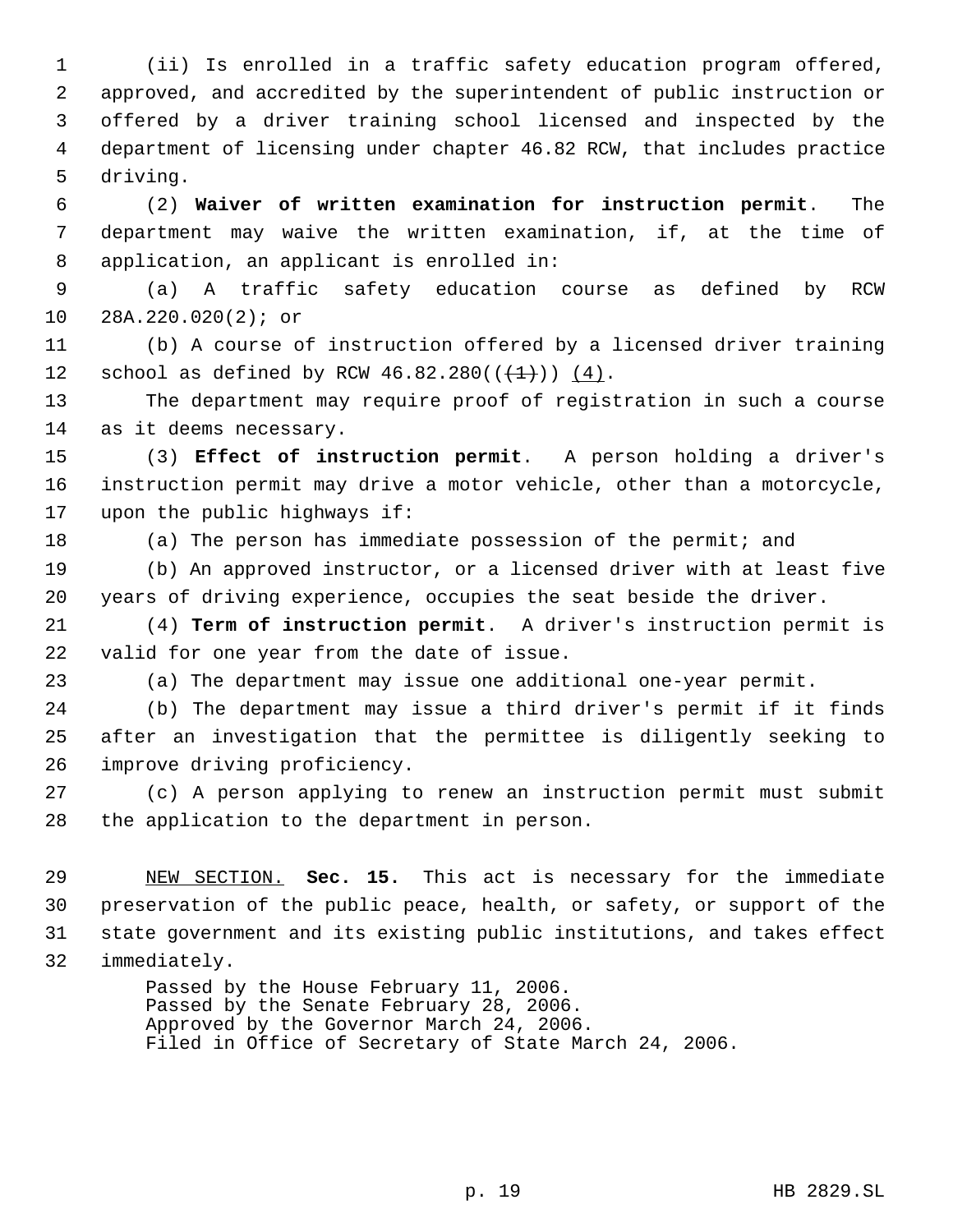(ii) Is enrolled in a traffic safety education program offered, approved, and accredited by the superintendent of public instruction or offered by a driver training school licensed and inspected by the department of licensing under chapter 46.82 RCW, that includes practice driving.

(2) **Waiver of written examination for instruction permit**. The department may waive the written examination, if, at the time of application, an applicant is enrolled in:

(a) A traffic safety education course as defined by RCW 28A.220.020(2); or

(b) A course of instruction offered by a licensed driver training school as defined by RCW 46.82.280(((1))) (4).

The department may require proof of registration in such a course as it deems necessary.

(3) **Effect of instruction permit**. A person holding a driver's instruction permit may drive a motor vehicle, other than a motorcycle, upon the public highways if:

(a) The person has immediate possession of the permit; and

(b) An approved instructor, or a licensed driver with at least five years of driving experience, occupies the seat beside the driver.

(4) **Term of instruction permit**. A driver's instruction permit is valid for one year from the date of issue.

(a) The department may issue one additional one-year permit.

(b) The department may issue a third driver's permit if it finds after an investigation that the permittee is diligently seeking to improve driving proficiency.

(c) A person applying to renew an instruction permit must submit the application to the department in person.

NEW SECTION. **Sec. 15.** This act is necessary for the immediate preservation of the public peace, health, or safety, or support of the state government and its existing public institutions, and takes effect immediately.

Passed by the House February 11, 2006.
Passed by the Senate February 28, 2006.
Approved by the Governor March 24, 2006.
Filed in Office of Secretary of State March 24, 2006.